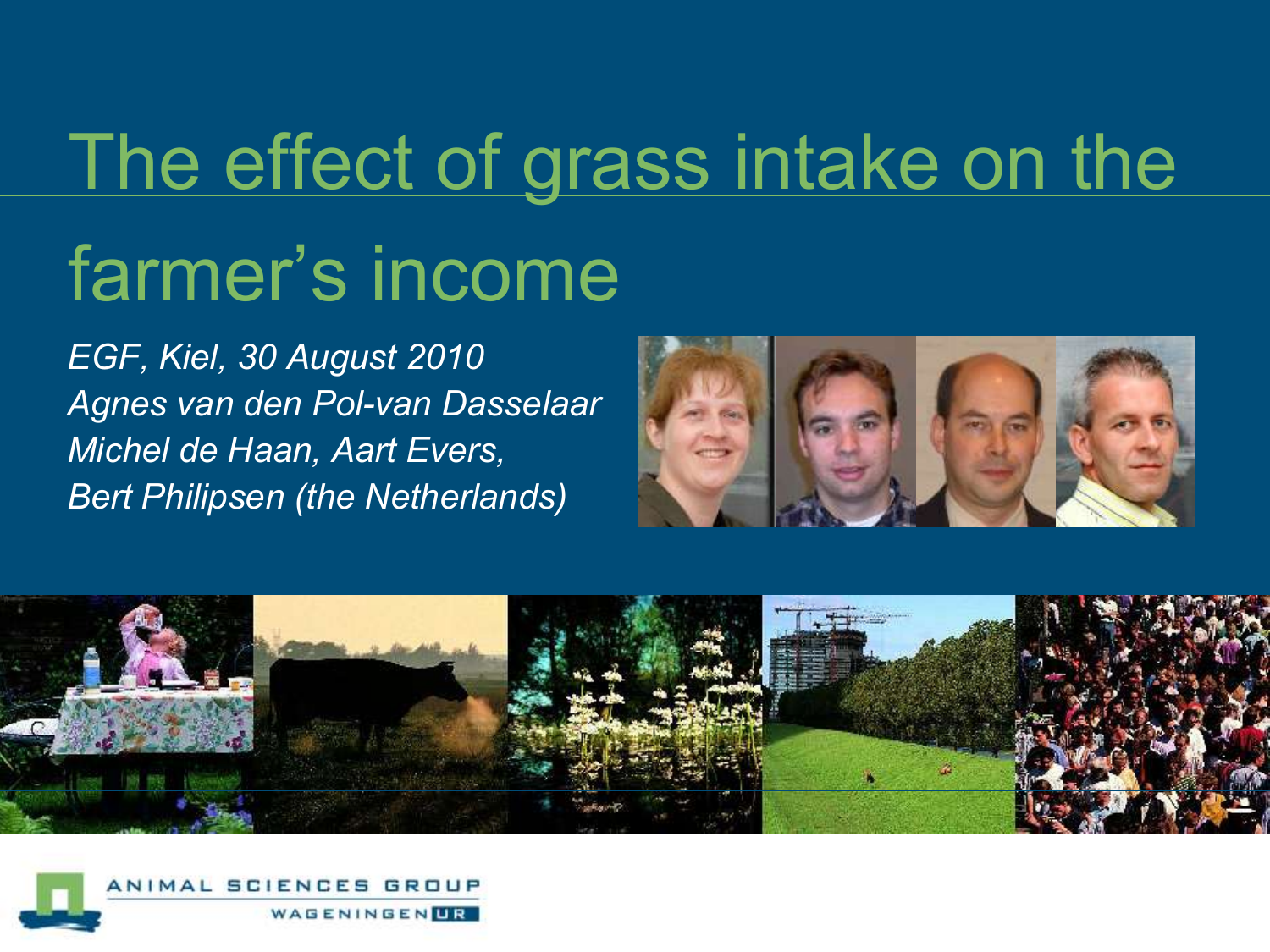# The effect of grass intake on the farmer's income

*EGF, Kiel, 30 August 2010*
*Agnes van den Pol-van Dasselaar*
*Michel de Haan, Aart Evers,*
*Bert Philipsen (the Netherlands)*

ANIMAL SCIENCES GROUP
WAGENINGEN UR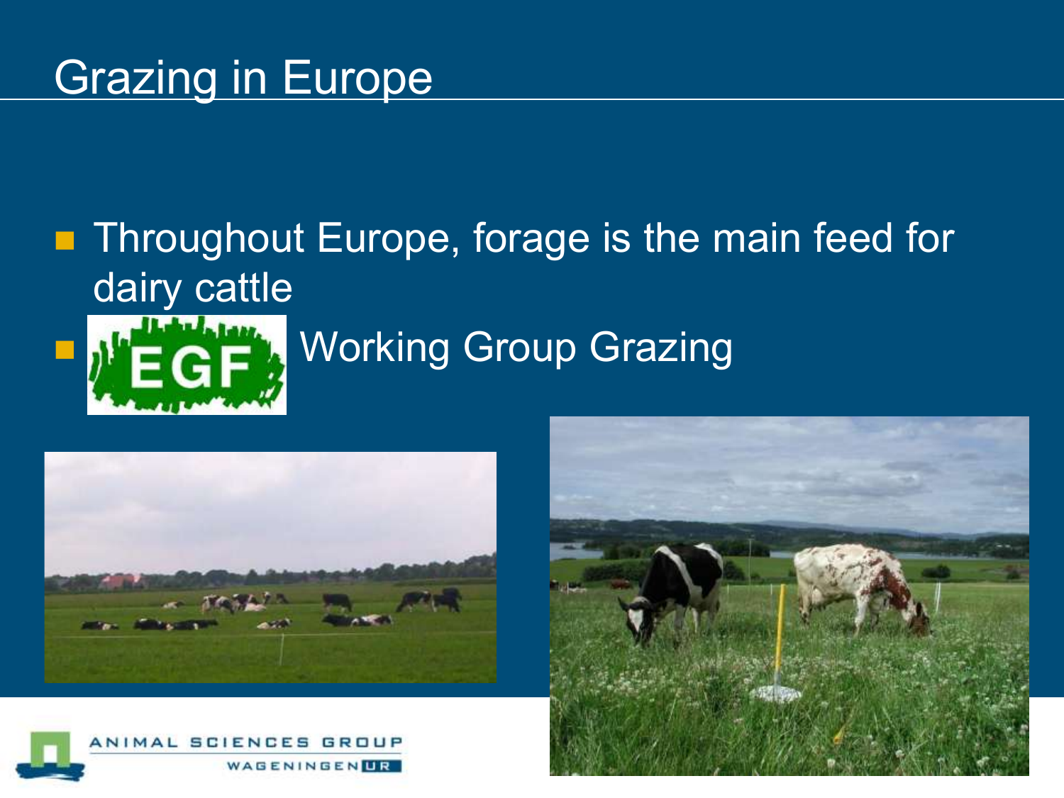# Grazing in Europe

- Throughout Europe, forage is the main feed for dairy cattle
- EGF Working Group Grazing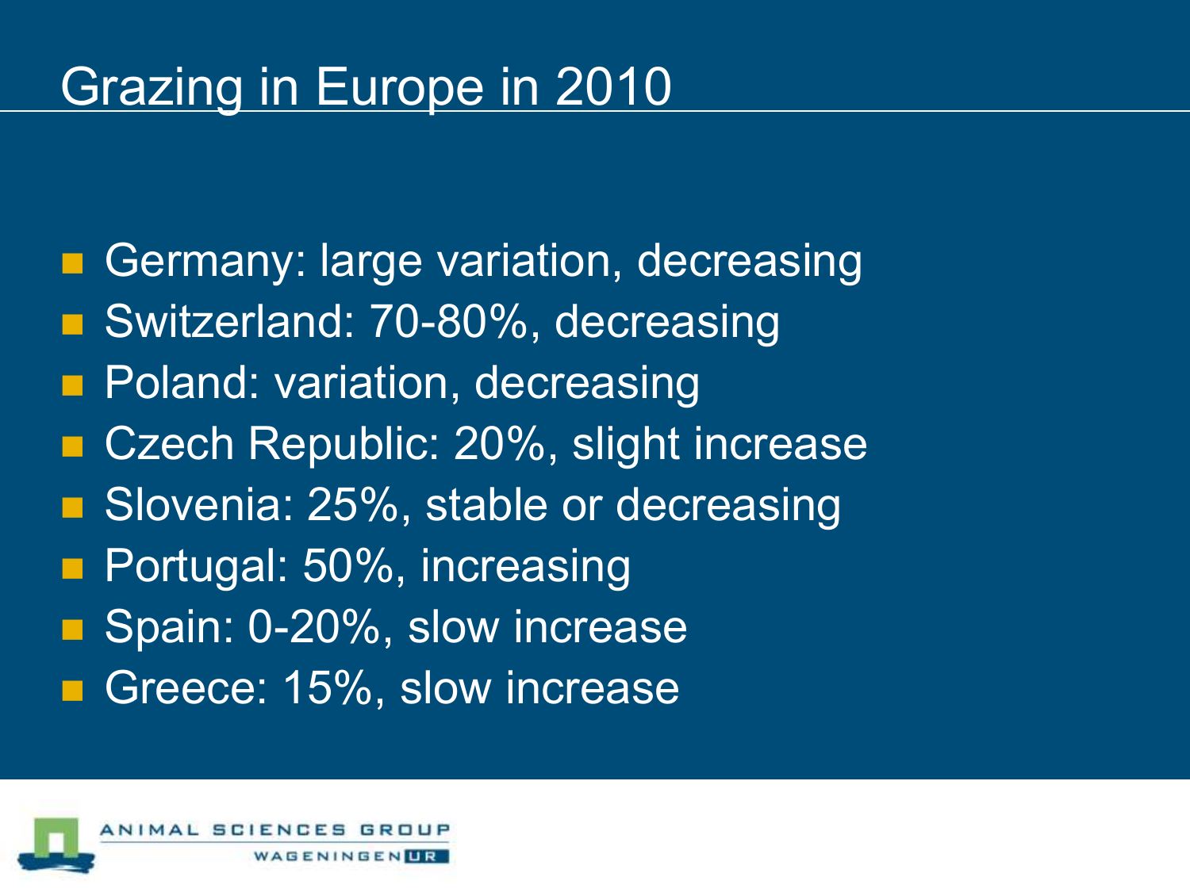# Grazing in Europe in 2010

- Germany: large variation, decreasing
- Switzerland: 70-80%, decreasing
- Poland: variation, decreasing
- Czech Republic: 20%, slight increase
- Slovenia: 25%, stable or decreasing
- Portugal: 50%, increasing
- Spain: 0-20%, slow increase
- Greece: 15%, slow increase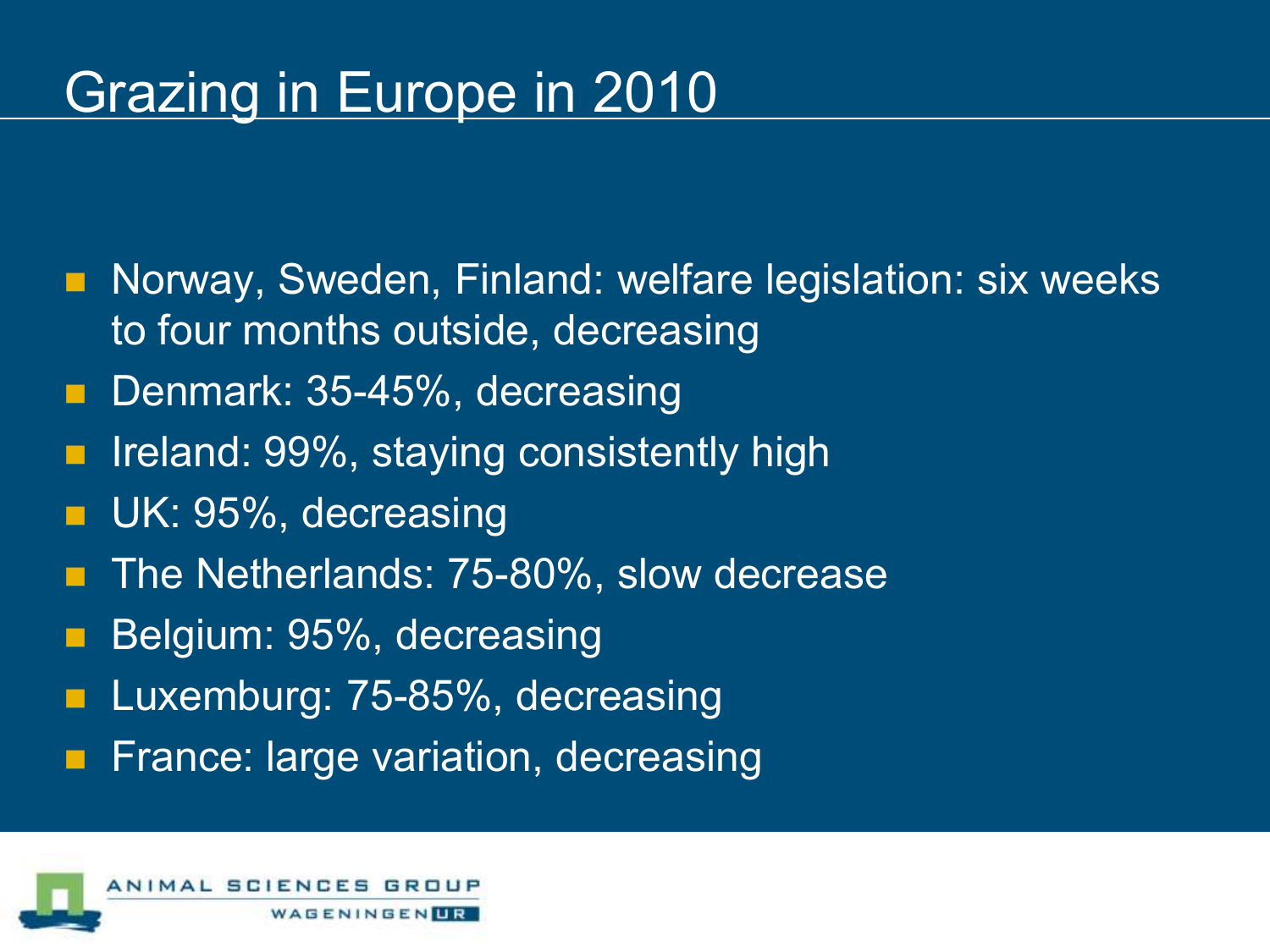# Grazing in Europe in 2010

- Norway, Sweden, Finland: welfare legislation: six weeks to four months outside, decreasing
- Denmark: 35-45%, decreasing
- Ireland: 99%, staying consistently high
- UK: 95%, decreasing
- The Netherlands: 75-80%, slow decrease
- Belgium: 95%, decreasing
- Luxemburg: 75-85%, decreasing
- France: large variation, decreasing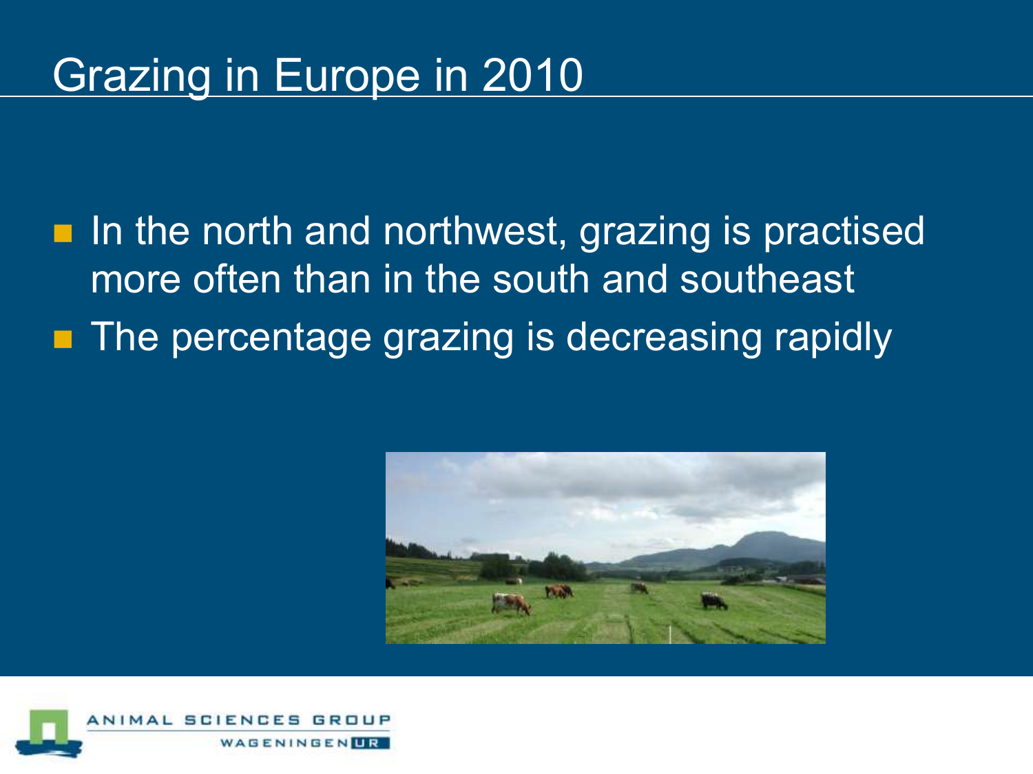# Grazing in Europe in 2010

- In the north and northwest, grazing is practised more often than in the south and southeast
- The percentage grazing is decreasing rapidly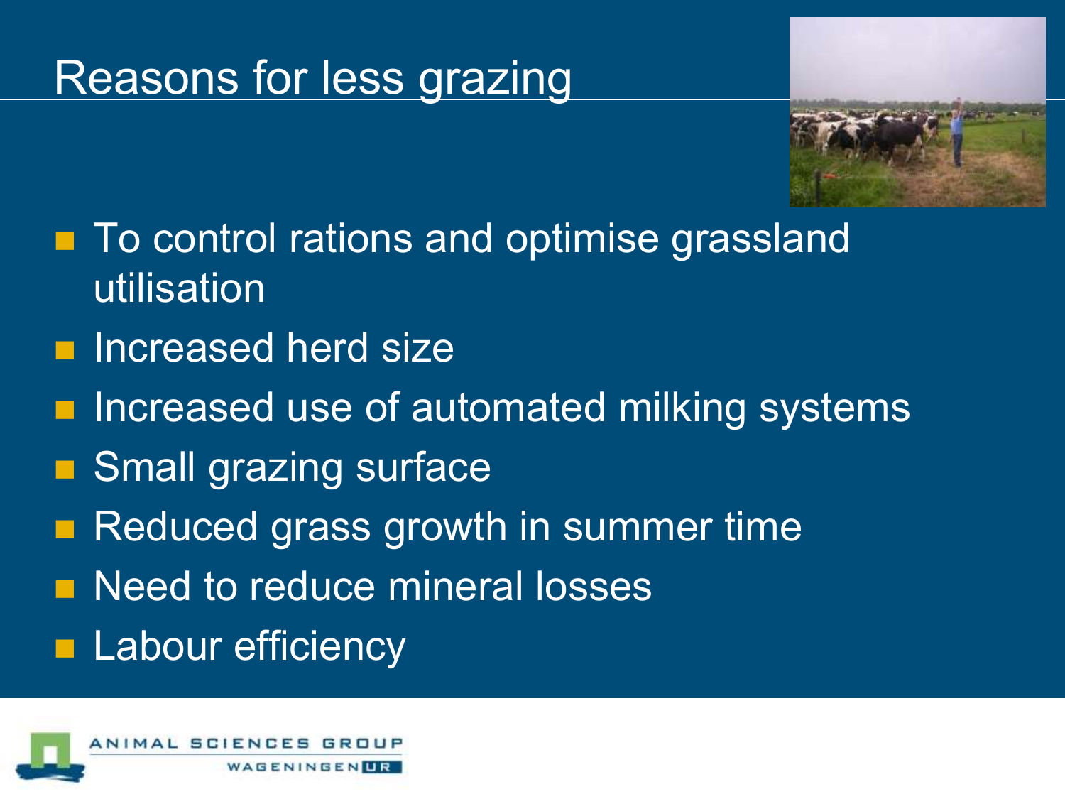# Reasons for less grazing

- To control rations and optimise grassland utilisation
- Increased herd size
- Increased use of automated milking systems
- Small grazing surface
- Reduced grass growth in summer time
- Need to reduce mineral losses
- Labour efficiency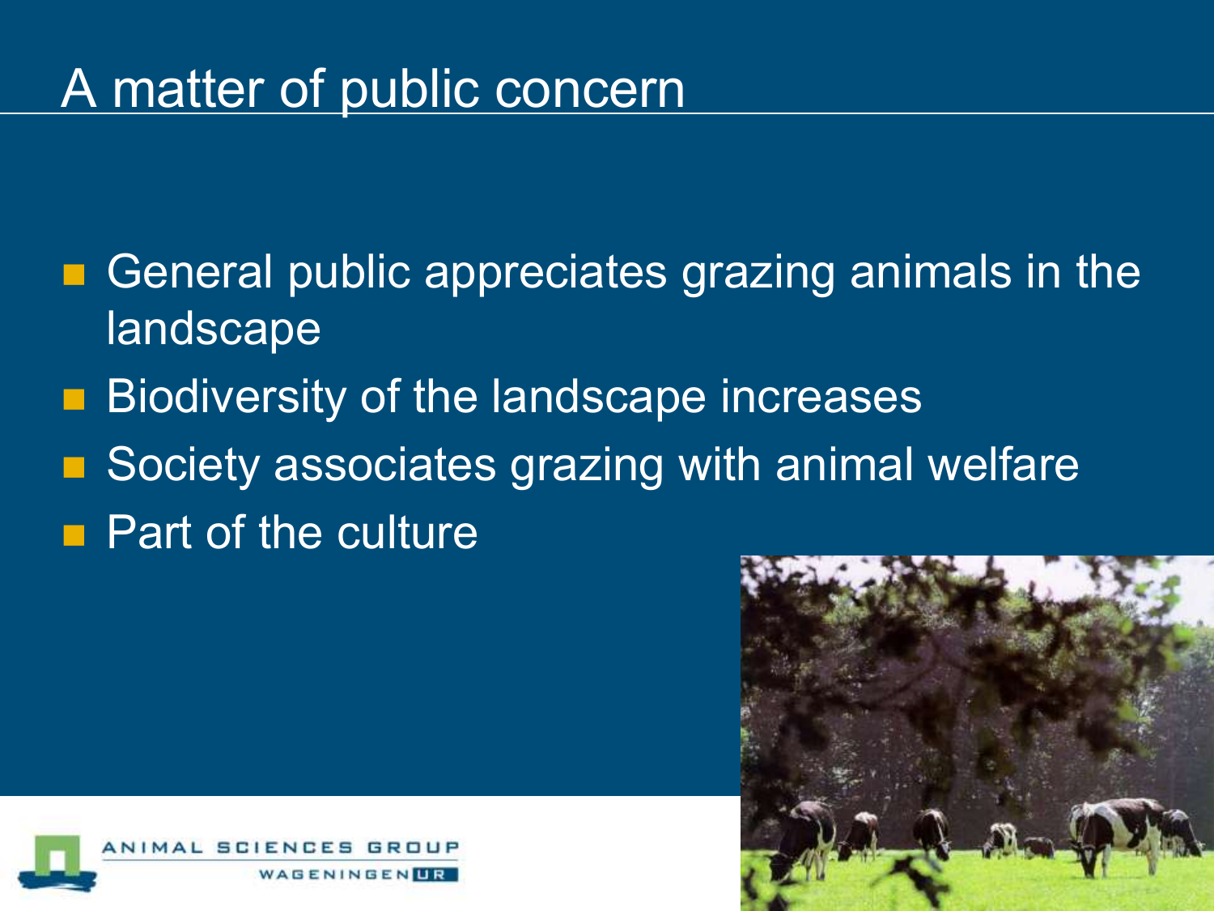# A matter of public concern

- General public appreciates grazing animals in the landscape
- Biodiversity of the landscape increases
- Society associates grazing with animal welfare
- Part of the culture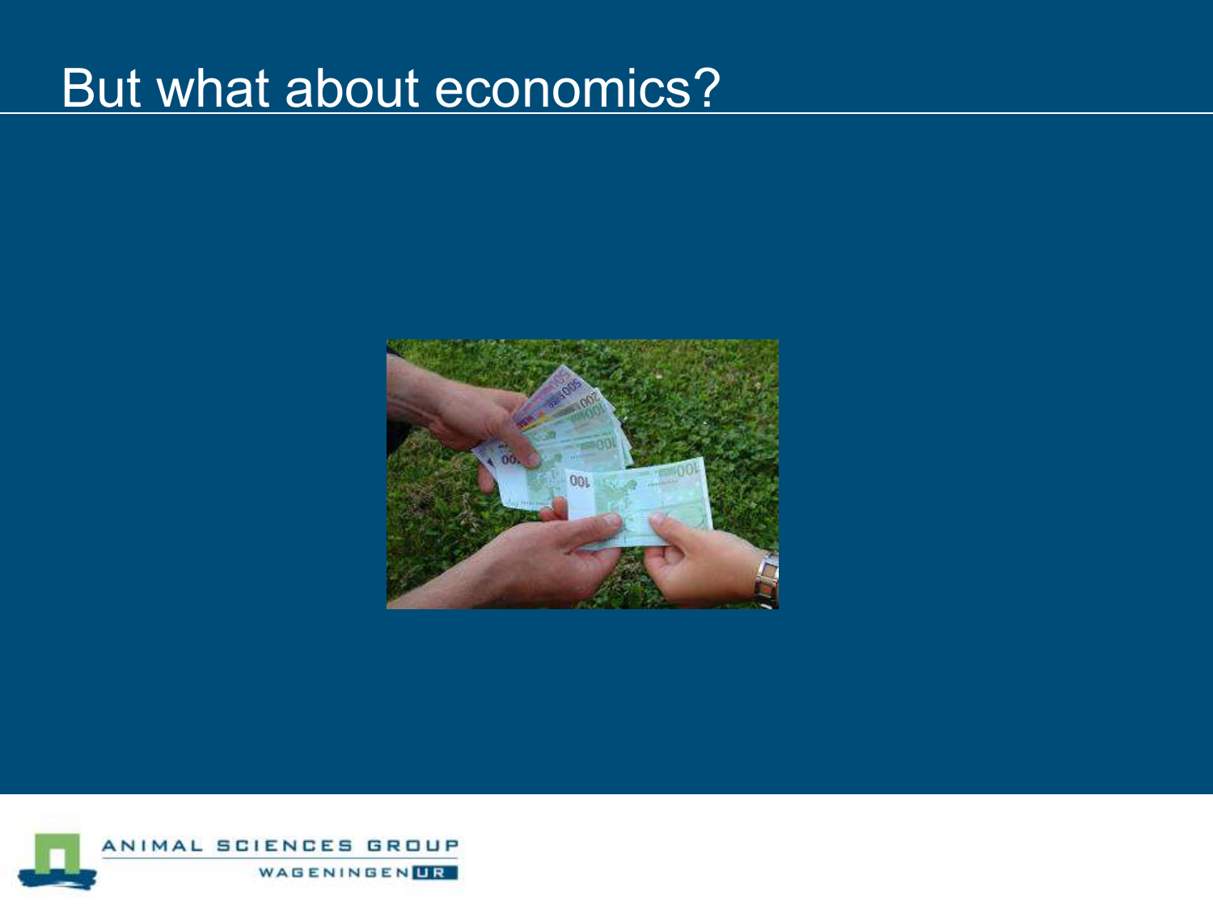# But what about economics?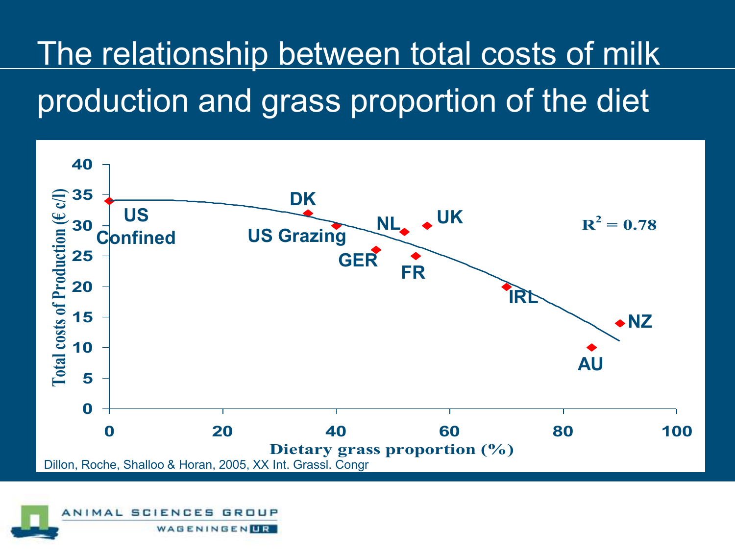# The relationship between total costs of milk production and grass proportion of the diet

$R^2 = 0.78$

Total costs of Production (€ c/l)

Dietary grass proportion (%)

| Country | Dietary grass proportion (%) | Total costs of Production (€ c/l) |
|---|---|---|
| US Confined | 0 | 34 |
| DK | 35 | 32 |
| US Grazing | 40 | 30 |
| GER | 47 | 26 |
| NL | 52 | 29 |
| FR | 54 | 25 |
| UK | 56 | 30 |
| IRL | 70 | 20 |
| AU | 85 | 10 |
| NZ | 90 | 14 |

Dillon, Roche, Shalloo & Horan, 2005, XX Int. Grassl. Congr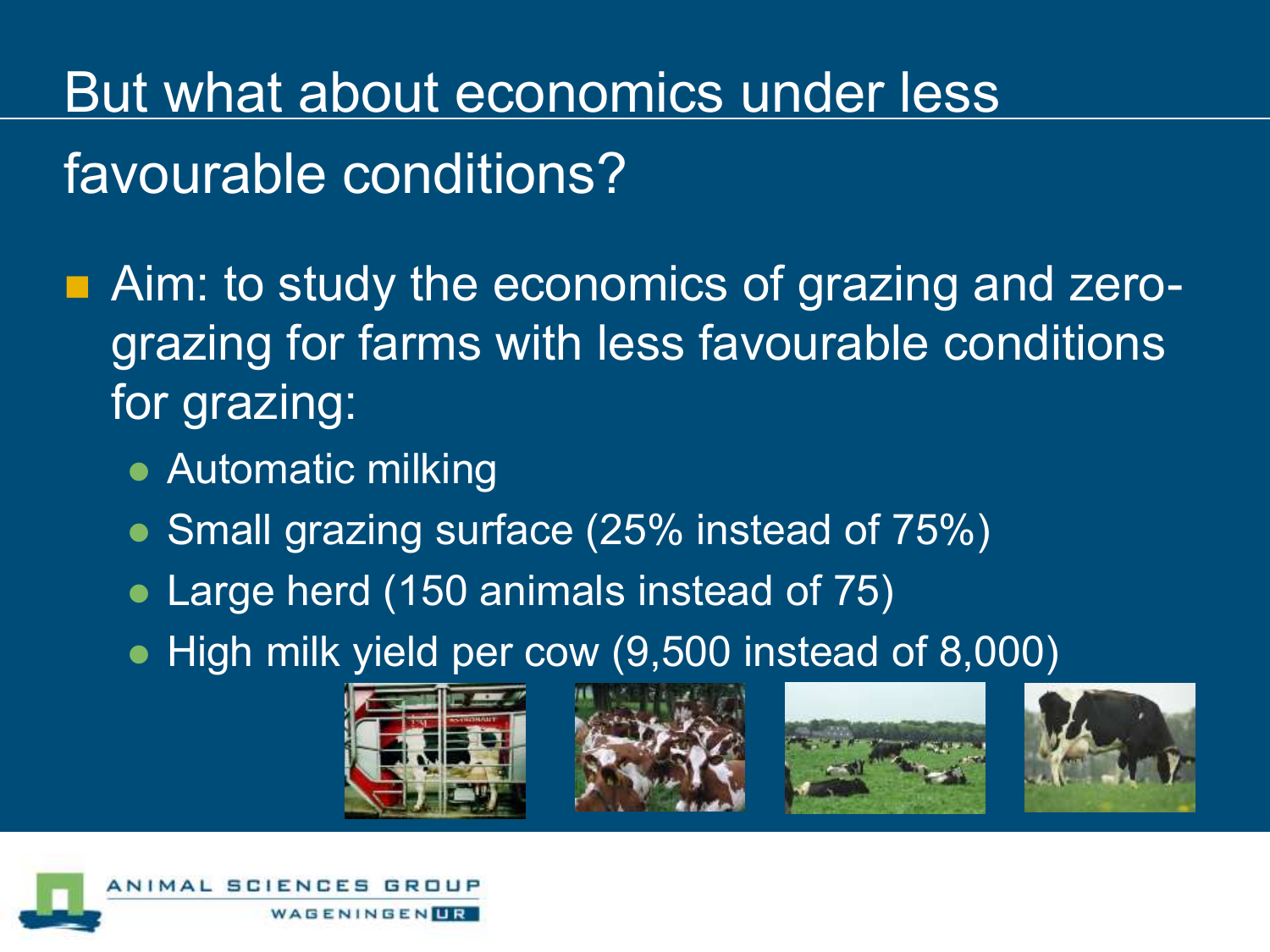# But what about economics under less favourable conditions?

- Aim: to study the economics of grazing and zero-grazing for farms with less favourable conditions for grazing:
  - Automatic milking
  - Small grazing surface (25% instead of 75%)
  - Large herd (150 animals instead of 75)
  - High milk yield per cow (9,500 instead of 8,000)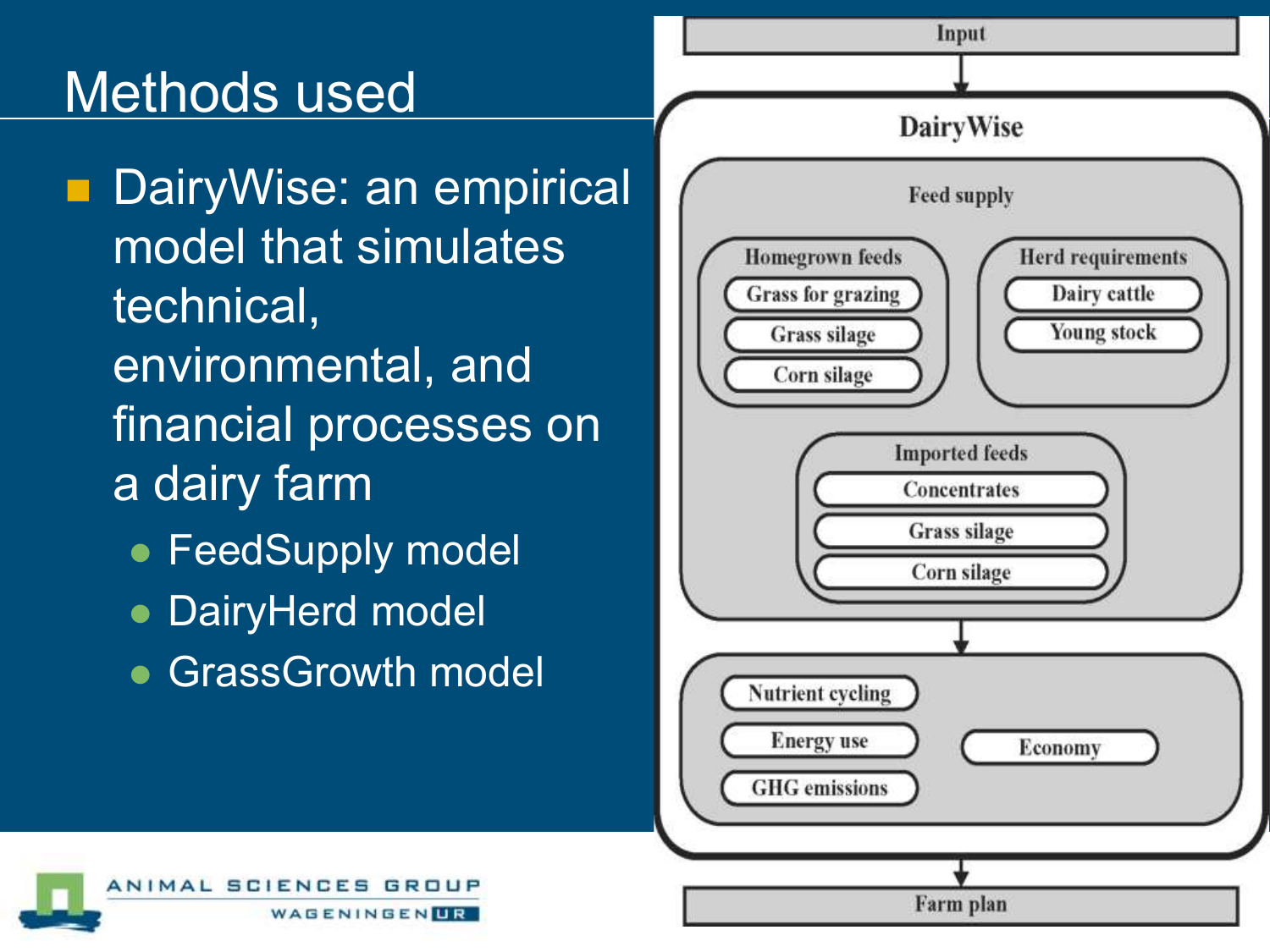# Methods used

- DairyWise: an empirical model that simulates technical, environmental, and financial processes on a dairy farm
  - FeedSupply model
  - DairyHerd model
  - GrassGrowth model

Input

DairyWise

Feed supply

Homegrown feeds
- Grass for grazing
- Grass silage
- Corn silage

Herd requirements
- Dairy cattle
- Young stock

Imported feeds
- Concentrates
- Grass silage
- Corn silage

- Nutrient cycling
- Energy use
- GHG emissions
- Economy

Farm plan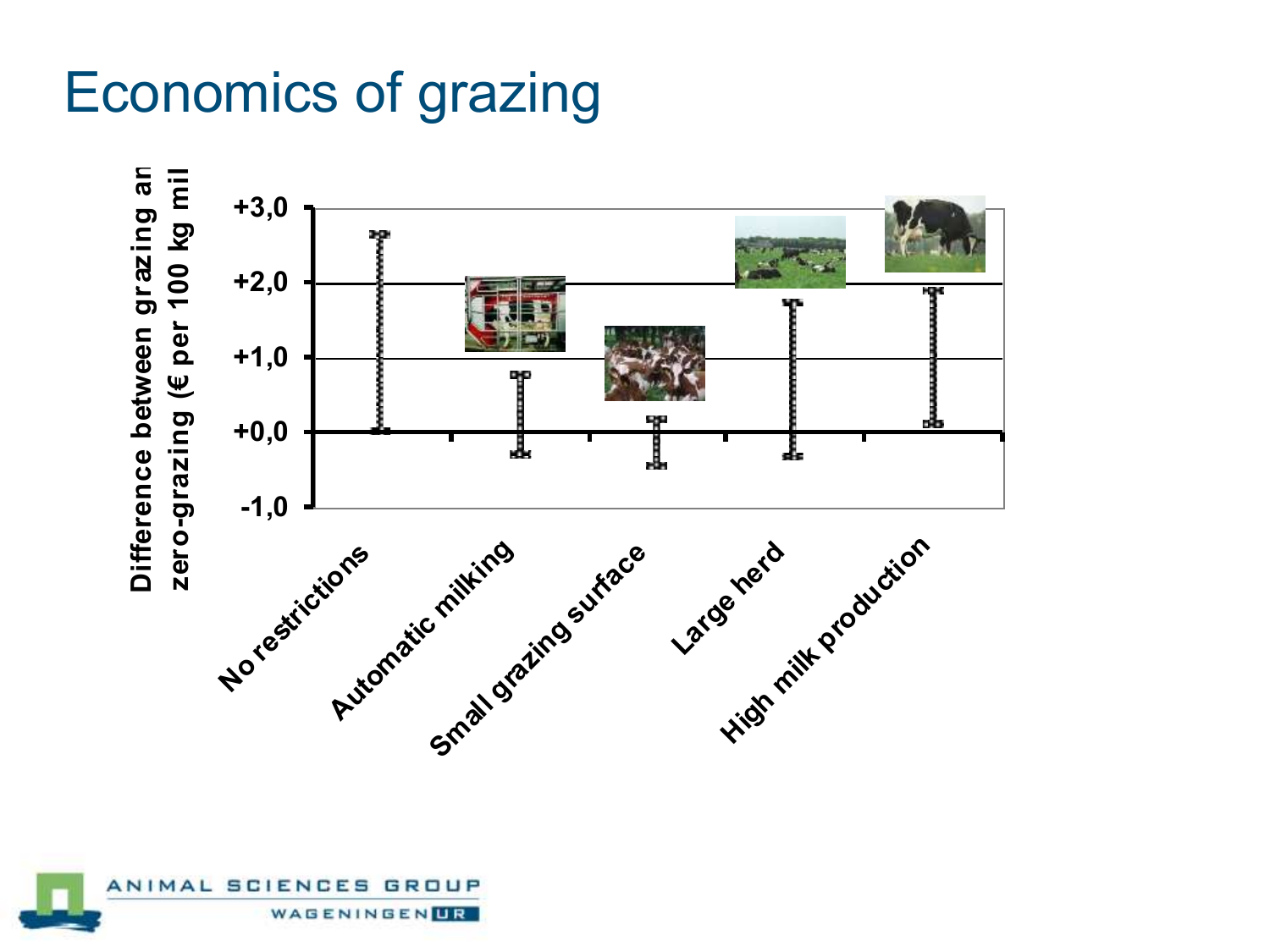# Economics of grazing

Difference between grazing an zero-grazing (€ per 100 kg mil

+3,0

+2,0

+1,0

+0,0

-1,0

No restrictions

Automatic milking

Small grazing surface

Large herd

High milk production

ANIMAL SCIENCES GROUP

WAGENINGEN UR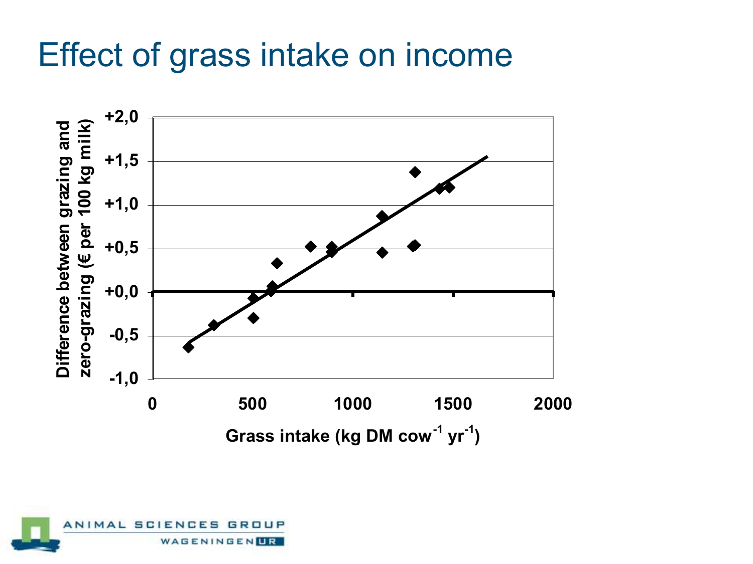# Effect of grass intake on income

Difference between grazing and zero-grazing (€ per 100 kg milk)

+2,0
+1,5
+1,0
+0,5
+0,0
-0,5
-1,0

0 500 1000 1500 2000

Grass intake (kg DM $cow^{-1}$ $yr^{-1}$)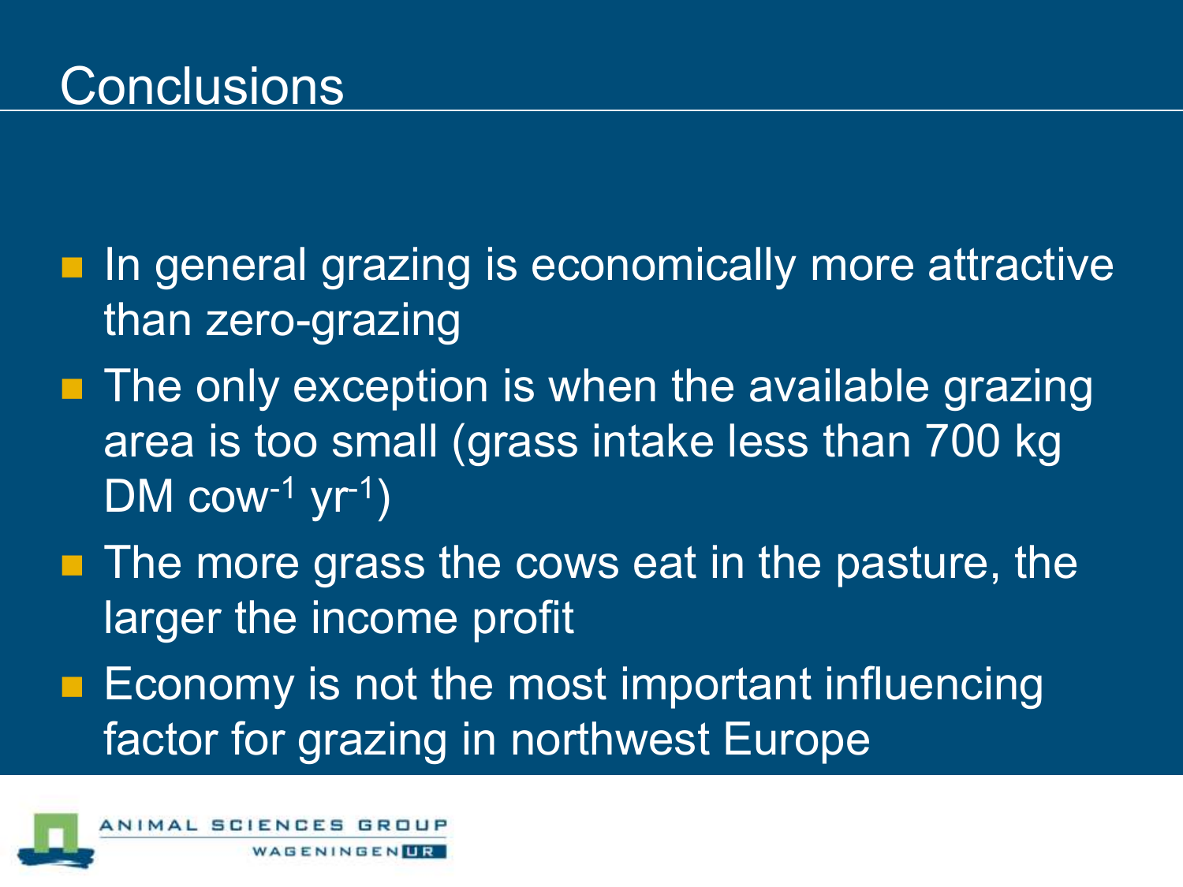# Conclusions

- In general grazing is economically more attractive than zero-grazing
- The only exception is when the available grazing area is too small (grass intake less than 700 kg DM $cow^{-1}$ $yr^{-1}$)
- The more grass the cows eat in the pasture, the larger the income profit
- Economy is not the most important influencing factor for grazing in northwest Europe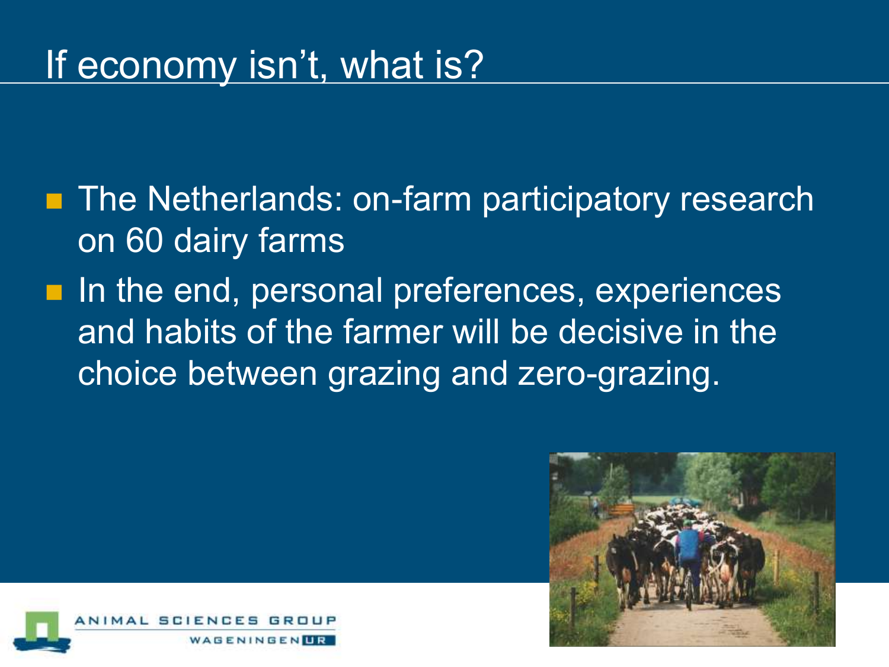# If economy isn't, what is?

- The Netherlands: on-farm participatory research on 60 dairy farms
- In the end, personal preferences, experiences and habits of the farmer will be decisive in the choice between grazing and zero-grazing.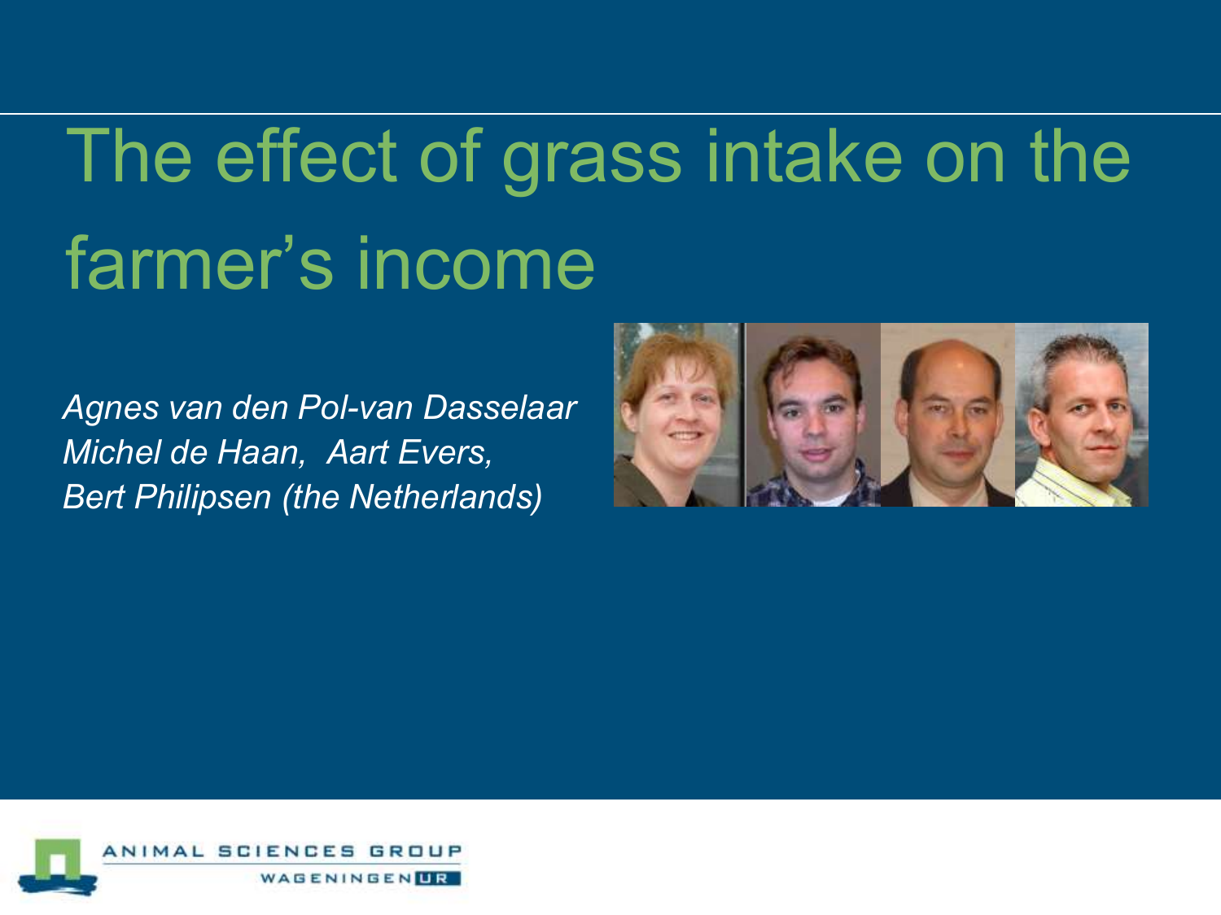# The effect of grass intake on the farmer's income

*Agnes van den Pol-van Dasselaar*
*Michel de Haan, Aart Evers,*
*Bert Philipsen (the Netherlands)*

ANIMAL SCIENCES GROUP
WAGENINGEN UR